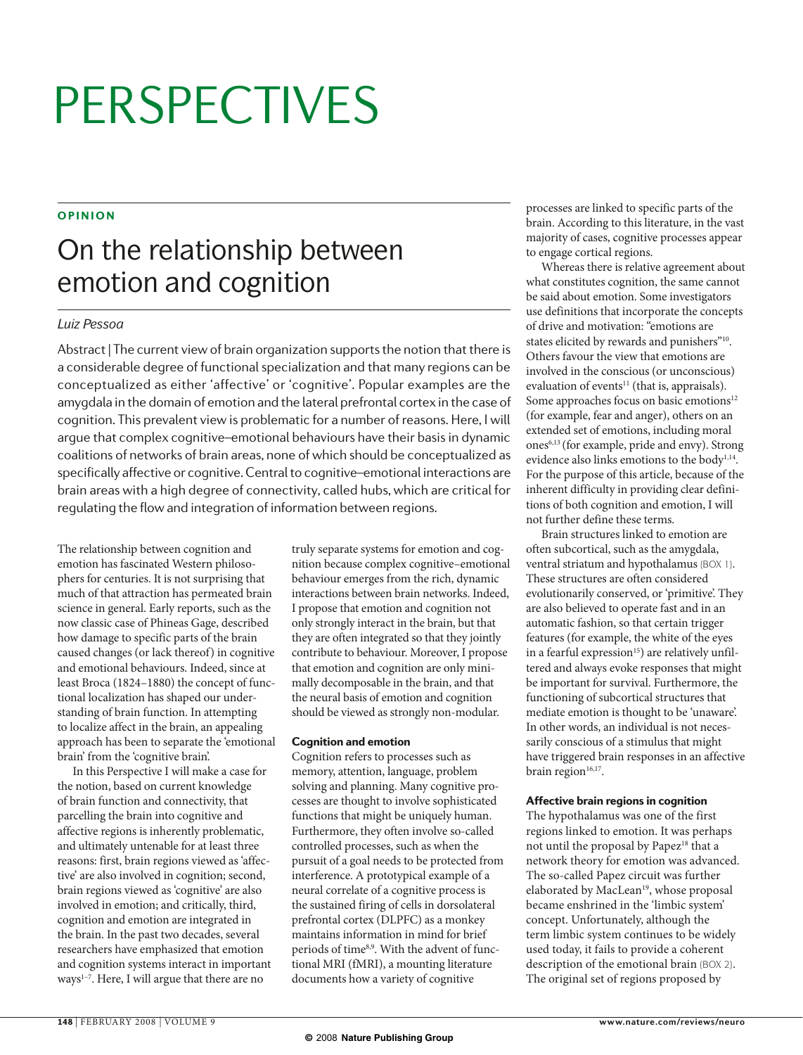# PERSPECTIVES

**OPINION**

## On the relationship between emotion and cognition

*Luiz Pessoa*

Abstract | The current view of brain organization supports the notion that there is a considerable degree of functional specialization and that many regions can be conceptualized as either 'affective' or 'cognitive'. Popular examples are the amygdala in the domain of emotion and the lateral prefrontal cortex in the case of cognition. This prevalent view is problematic for a number of reasons. Here, I will argue that complex cognitive–emotional behaviours have their basis in dynamic coalitions of networks of brain areas, none of which should be conceptualized as specifically affective or cognitive. Central to cognitive–emotional interactions are brain areas with a high degree of connectivity, called hubs, which are critical for regulating the flow and integration of information between regions.

The relationship between cognition and emotion has fascinated Western philosophers for centuries. It is not surprising that much of that attraction has permeated brain science in general. Early reports, such as the now classic case of Phineas Gage, described how damage to specific parts of the brain caused changes (or lack thereof) in cognitive and emotional behaviours. Indeed, since at least Broca (1824–1880) the concept of functional localization has shaped our understanding of brain function. In attempting to localize affect in the brain, an appealing approach has been to separate the 'emotional brain' from the 'cognitive brain'.

In this Perspective I will make a case for the notion, based on current knowledge of brain function and connectivity, that parcelling the brain into cognitive and affective regions is inherently problematic, and ultimately untenable for at least three reasons: first, brain regions viewed as 'affective' are also involved in cognition; second, brain regions viewed as 'cognitive' are also involved in emotion; and critically, third, cognition and emotion are integrated in the brain. In the past two decades, several researchers have emphasized that emotion and cognition systems interact in important ways[1–7]. Here, I will argue that there are no truly separate systems for emotion and cognition because complex cognitive–emotional behaviour emerges from the rich, dynamic interactions between brain networks. Indeed, I propose that emotion and cognition not only strongly interact in the brain, but that they are often integrated so that they jointly contribute to behaviour. Moreover, I propose that emotion and cognition are only minimally decomposable in the brain, and that the neural basis of emotion and cognition should be viewed as strongly non-modular.

### Cognition and emotion

Cognition refers to processes such as memory, attention, language, problem solving and planning. Many cognitive processes are thought to involve sophisticated functions that might be uniquely human. Furthermore, they often involve so-called controlled processes, such as when the pursuit of a goal needs to be protected from interference. A prototypical example of a neural correlate of a cognitive process is the sustained firing of cells in dorsolateral prefrontal cortex (DLPFC) as a monkey maintains information in mind for brief periods of time[8,9]. With the advent of functional MRI (fMRI), a mounting literature documents how a variety of cognitive processes are linked to specific parts of the brain. According to this literature, in the vast majority of cases, cognitive processes appear to engage cortical regions.

Whereas there is relative agreement about what constitutes cognition, the same cannot be said about emotion. Some investigators use definitions that incorporate the concepts of drive and motivation: "emotions are states elicited by rewards and punishers"[10]. Others favour the view that emotions are involved in the conscious (or unconscious) evaluation of events[11] (that is, appraisals). Some approaches focus on basic emotions[12] (for example, fear and anger), others on an extended set of emotions, including moral ones[6,13] (for example, pride and envy). Strong evidence also links emotions to the body[1,14]. For the purpose of this article, because of the inherent difficulty in providing clear definitions of both cognition and emotion, I will not further define these terms.

Brain structures linked to emotion are often subcortical, such as the amygdala, ventral striatum and hypothalamus (BOX 1). These structures are often considered evolutionarily conserved, or 'primitive'. They are also believed to operate fast and in an automatic fashion, so that certain trigger features (for example, the white of the eyes in a fearful expression[15]) are relatively unfiltered and always evoke responses that might be important for survival. Furthermore, the functioning of subcortical structures that mediate emotion is thought to be 'unaware'. In other words, an individual is not necessarily conscious of a stimulus that might have triggered brain responses in an affective brain region[16,17].

### Affective brain regions in cognition

The hypothalamus was one of the first regions linked to emotion. It was perhaps not until the proposal by Papez[18] that a network theory for emotion was advanced. The so-called Papez circuit was further elaborated by MacLean[19], whose proposal became enshrined in the 'limbic system' concept. Unfortunately, although the term limbic system continues to be widely used today, it fails to provide a coherent description of the emotional brain (BOX 2). The original set of regions proposed by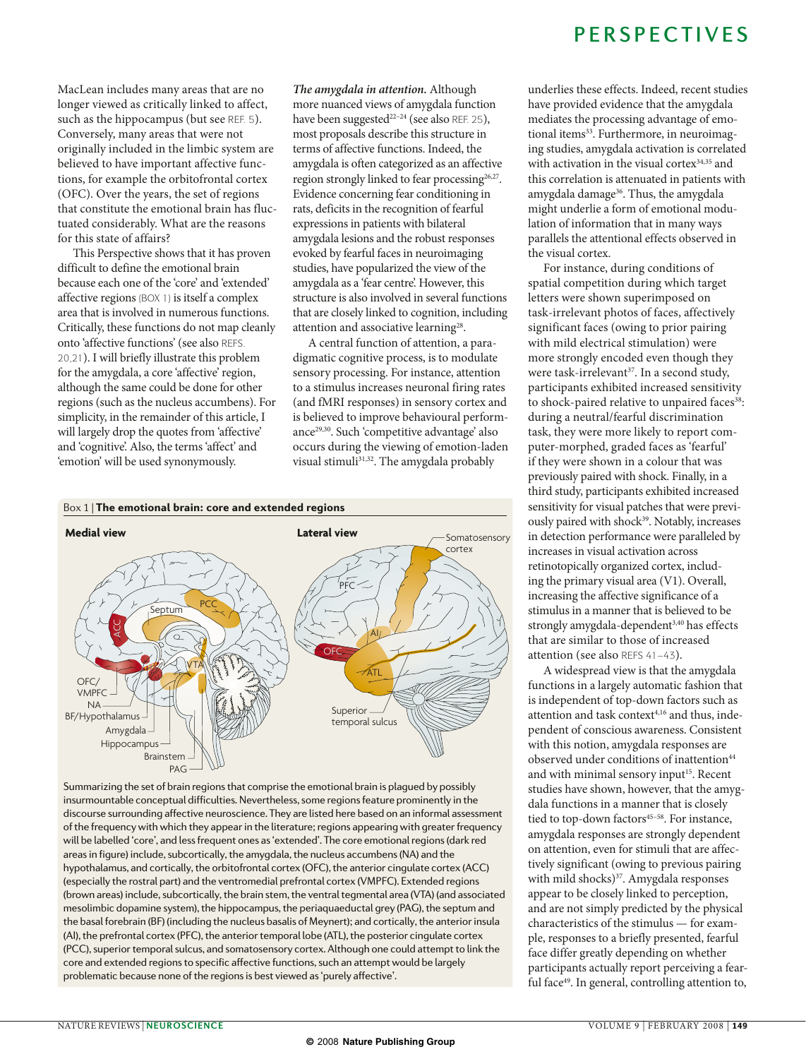MacLean includes many areas that are no longer viewed as critically linked to affect, such as the hippocampus (but see REF. 5). Conversely, many areas that were not originally included in the limbic system are believed to have important affective functions, for example the orbitofrontal cortex (OFC). Over the years, the set of regions that constitute the emotional brain has fluctuated considerably. What are the reasons for this state of affairs?

This Perspective shows that it has proven difficult to define the emotional brain because each one of the 'core' and 'extended' affective regions (BOX 1) is itself a complex area that is involved in numerous functions. Critically, these functions do not map cleanly onto 'affective functions' (see also REFS. 20,21). I will briefly illustrate this problem for the amygdala, a core 'affective' region, although the same could be done for other regions (such as the nucleus accumbens). For simplicity, in the remainder of this article, I will largely drop the quotes from 'affective' and 'cognitive'. Also, the terms 'affect' and 'emotion' will be used synonymously.

***The amygdala in attention.*** Although more nuanced views of amygdala function have been suggested[22–24] (see also REF. 25), most proposals describe this structure in terms of affective functions. Indeed, the amygdala is often categorized as an affective region strongly linked to fear processing[26,27]. Evidence concerning fear conditioning in rats, deficits in the recognition of fearful expressions in patients with bilateral amygdala lesions and the robust responses evoked by fearful faces in neuroimaging studies, have popularized the view of the amygdala as a 'fear centre'. However, this structure is also involved in several functions that are closely linked to cognition, including attention and associative learning[28].

A central function of attention, a paradigmatic cognitive process, is to modulate sensory processing. For instance, attention to a stimulus increases neuronal firing rates (and fMRI responses) in sensory cortex and is believed to improve behavioural performance[29,30]. Such 'competitive advantage' also occurs during the viewing of emotion-laden visual stimuli[31,32]. The amygdala probably underlies these effects. Indeed, recent studies have provided evidence that the amygdala mediates the processing advantage of emotional items[33]. Furthermore, in neuroimaging studies, amygdala activation is correlated with activation in the visual cortex[34,35] and this correlation is attenuated in patients with amygdala damage[36]. Thus, the amygdala might underlie a form of emotional modulation of information that in many ways parallels the attentional effects observed in the visual cortex.

For instance, during conditions of spatial competition during which target letters were shown superimposed on task-irrelevant photos of faces, affectively significant faces (owing to prior pairing with mild electrical stimulation) were more strongly encoded even though they were task-irrelevant[37]. In a second study, participants exhibited increased sensitivity to shock-paired relative to unpaired faces[38]: during a neutral/fearful discrimination task, they were more likely to report computer-morphed, graded faces as 'fearful' if they were shown in a colour that was previously paired with shock. Finally, in a third study, participants exhibited increased sensitivity for visual patches that were previously paired with shock[39]. Notably, increases in detection performance were paralleled by increases in visual activation across retinotopically organized cortex, including the primary visual area (V1). Overall, increasing the affective significance of a stimulus in a manner that is believed to be strongly amygdala-dependent[3,40] has effects that are similar to those of increased attention (see also REFS 41–43).

A widespread view is that the amygdala functions in a largely automatic fashion that is independent of top-down factors such as attention and task context[4,16] and thus, independent of conscious awareness. Consistent with this notion, amygdala responses are observed under conditions of inattention[44] and with minimal sensory input[15]. Recent studies have shown, however, that the amygdala functions in a manner that is closely tied to top-down factors[45–58]. For instance, amygdala responses are strongly dependent on attention, even for stimuli that are affectively significant (owing to previous pairing with mild shocks)[37]. Amygdala responses appear to be closely linked to perception, and are not simply predicted by the physical characteristics of the stimulus — for example, responses to a briefly presented, fearful face differ greatly depending on whether participants actually report perceiving a fearful face[49]. In general, controlling attention to,

Box 1 | **The emotional brain: core and extended regions**

Summarizing the set of brain regions that comprise the emotional brain is plagued by possibly insurmountable conceptual difficulties. Nevertheless, some regions feature prominently in the discourse surrounding affective neuroscience. They are listed here based on an informal assessment of the frequency with which they appear in the literature; regions appearing with greater frequency will be labelled 'core', and less frequent ones as 'extended'. The core emotional regions (dark red areas in figure) include, subcortically, the amygdala, the nucleus accumbens (NA) and the hypothalamus, and cortically, the orbitofrontal cortex (OFC), the anterior cingulate cortex (ACC) (especially the rostral part) and the ventromedial prefrontal cortex (VMPFC). Extended regions (brown areas) include, subcortically, the brain stem, the ventral tegmental area (VTA) (and associated mesolimbic dopamine system), the hippocampus, the periaquaductal grey (PAG), the septum and the basal forebrain (BF) (including the nucleus basalis of Meynert); and cortically, the anterior insula (AI), the prefrontal cortex (PFC), the anterior temporal lobe (ATL), the posterior cingulate cortex (PCC), superior temporal sulcus, and somatosensory cortex. Although one could attempt to link the core and extended regions to specific affective functions, such an attempt would be largely problematic because none of the regions is best viewed as 'purely affective'.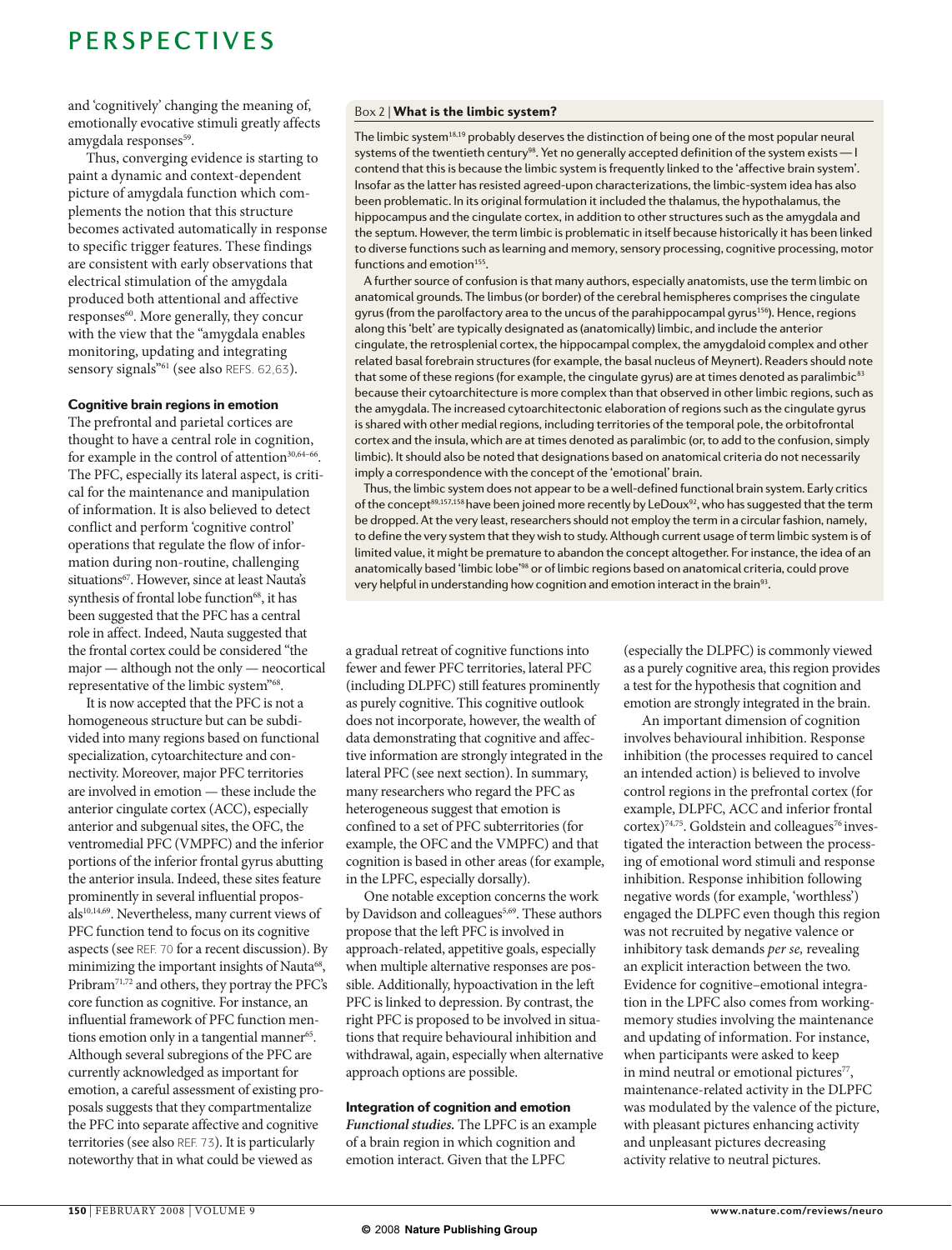and 'cognitively' changing the meaning of, emotionally evocative stimuli greatly affects amygdala responses[59].

Thus, converging evidence is starting to paint a dynamic and context-dependent picture of amygdala function which complements the notion that this structure becomes activated automatically in response to specific trigger features. These findings are consistent with early observations that electrical stimulation of the amygdala produced both attentional and affective responses[60]. More generally, they concur with the view that the "amygdala enables monitoring, updating and integrating sensory signals"[61] (see also REFS. 62,63).

### Cognitive brain regions in emotion

The prefrontal and parietal cortices are thought to have a central role in cognition, for example in the control of attention[30,64–66]. The PFC, especially its lateral aspect, is critical for the maintenance and manipulation of information. It is also believed to detect conflict and perform 'cognitive control' operations that regulate the flow of information during non-routine, challenging situations[67]. However, since at least Nauta's synthesis of frontal lobe function[68], it has been suggested that the PFC has a central role in affect. Indeed, Nauta suggested that the frontal cortex could be considered "the major — although not the only — neocortical representative of the limbic system"[68].

It is now accepted that the PFC is not a homogeneous structure but can be subdivided into many regions based on functional specialization, cytoarchitecture and connectivity. Moreover, major PFC territories are involved in emotion — these include the anterior cingulate cortex (ACC), especially anterior and subgenual sites, the OFC, the ventromedial PFC (VMPFC) and the inferior portions of the inferior frontal gyrus abutting the anterior insula. Indeed, these sites feature prominently in several influential proposals[10,14,69]. Nevertheless, many current views of PFC function tend to focus on its cognitive aspects (see REF. 70 for a recent discussion). By minimizing the important insights of Nauta[68], Pribram[71,72] and others, they portray the PFC's core function as cognitive. For instance, an influential framework of PFC function mentions emotion only in a tangential manner[65]. Although several subregions of the PFC are currently acknowledged as important for emotion, a careful assessment of existing proposals suggests that they compartmentalize the PFC into separate affective and cognitive territories (see also REF. 73). It is particularly noteworthy that in what could be viewed as a gradual retreat of cognitive functions into fewer and fewer PFC territories, lateral PFC (including DLPFC) still features prominently as purely cognitive. This cognitive outlook does not incorporate, however, the wealth of data demonstrating that cognitive and affective information are strongly integrated in the lateral PFC (see next section). In summary, many researchers who regard the PFC as heterogeneous suggest that emotion is confined to a set of PFC subterritories (for example, the OFC and the VMPFC) and that cognition is based in other areas (for example, in the LPFC, especially dorsally).

One notable exception concerns the work by Davidson and colleagues[5,69]. These authors propose that the left PFC is involved in approach-related, appetitive goals, especially when multiple alternative responses are possible. Additionally, hypoactivation in the left PFC is linked to depression. By contrast, the right PFC is proposed to be involved in situations that require behavioural inhibition and withdrawal, again, especially when alternative approach options are possible.

> **Box 2 | What is the limbic system?**
>
> The limbic system[18,19] probably deserves the distinction of being one of the most popular neural systems of the twentieth century[98]. Yet no generally accepted definition of the system exists — I contend that this is because the limbic system is frequently linked to the 'affective brain system'. Insofar as the latter has resisted agreed-upon characterizations, the limbic-system idea has also been problematic. In its original formulation it included the thalamus, the hypothalamus, the hippocampus and the cingulate cortex, in addition to other structures such as the amygdala and the septum. However, the term limbic is problematic in itself because historically it has been linked to diverse functions such as learning and memory, sensory processing, cognitive processing, motor functions and emotion[155].
>
> A further source of confusion is that many authors, especially anatomists, use the term limbic on anatomical grounds. The limbus (or border) of the cerebral hemispheres comprises the cingulate gyrus (from the parolfactory area to the uncus of the parahippocampal gyrus[156]). Hence, regions along this 'belt' are typically designated as (anatomically) limbic, and include the anterior cingulate, the retrosplenial cortex, the hippocampal complex, the amygdaloid complex and other related basal forebrain structures (for example, the basal nucleus of Meynert). Readers should note that some of these regions (for example, the cingulate gyrus) are at times denoted as paralimbic[83] because their cytoarchitecture is more complex than that observed in other limbic regions, such as the amygdala. The increased cytoarchitectonic elaboration of regions such as the cingulate gyrus is shared with other medial regions, including territories of the temporal pole, the orbitofrontal cortex and the insula, which are at times denoted as paralimbic (or, to add to the confusion, simply limbic). It should also be noted that designations based on anatomical criteria do not necessarily imply a correspondence with the concept of the 'emotional' brain.
>
> Thus, the limbic system does not appear to be a well-defined functional brain system. Early critics of the concept[89,157,158] have been joined more recently by LeDoux[92], who has suggested that the term be dropped. At the very least, researchers should not employ the term in a circular fashion, namely, to define the very system that they wish to study. Although current usage of term limbic system is of limited value, it might be premature to abandon the concept altogether. For instance, the idea of an anatomically based 'limbic lobe'[98] or of limbic regions based on anatomical criteria, could prove very helpful in understanding how cognition and emotion interact in the brain[93].

### Integration of cognition and emotion

***Functional studies.*** The LPFC is an example of a brain region in which cognition and emotion interact. Given that the LPFC (especially the DLPFC) is commonly viewed as a purely cognitive area, this region provides a test for the hypothesis that cognition and emotion are strongly integrated in the brain.

An important dimension of cognition involves behavioural inhibition. Response inhibition (the processes required to cancel an intended action) is believed to involve control regions in the prefrontal cortex (for example, DLPFC, ACC and inferior frontal cortex)[74,75]. Goldstein and colleagues[76] investigated the interaction between the processing of emotional word stimuli and response inhibition. Response inhibition following negative words (for example, 'worthless') engaged the DLPFC even though this region was not recruited by negative valence or inhibitory task demands *per se,* revealing an explicit interaction between the two. Evidence for cognitive–emotional integration in the LPFC also comes from working-memory studies involving the maintenance and updating of information. For instance, when participants were asked to keep in mind neutral or emotional pictures[77], maintenance-related activity in the DLPFC was modulated by the valence of the picture, with pleasant pictures enhancing activity and unpleasant pictures decreasing activity relative to neutral pictures.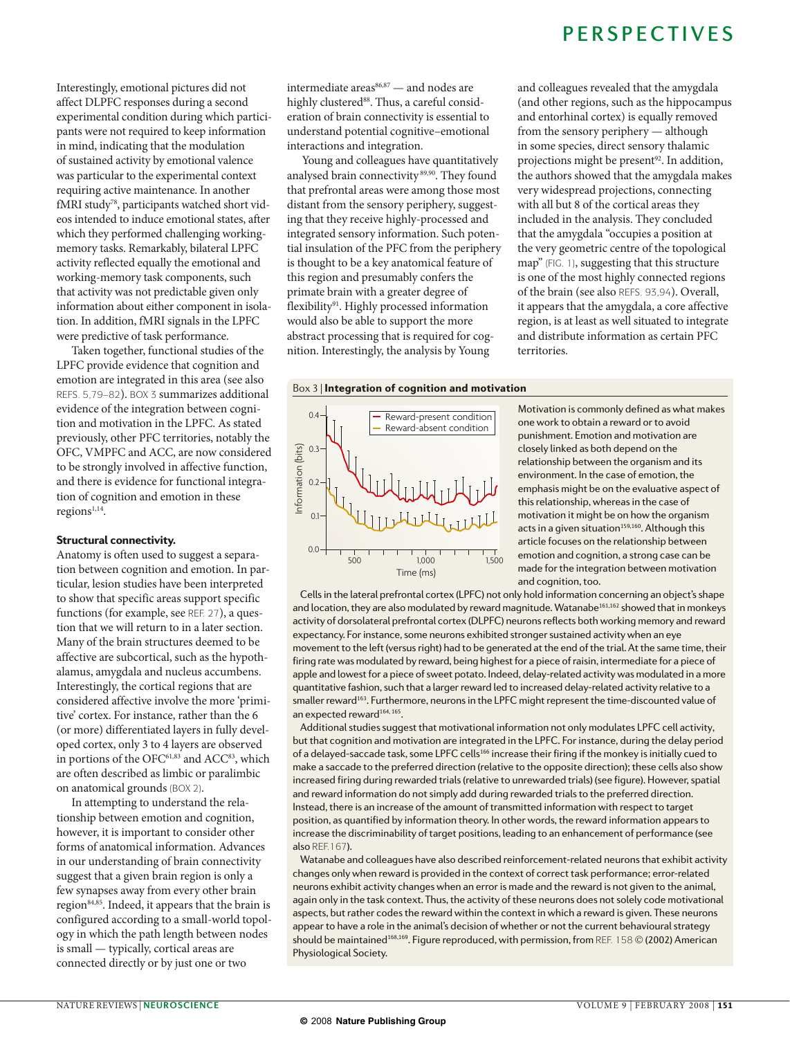Interestingly, emotional pictures did not affect DLPFC responses during a second experimental condition during which participants were not required to keep information in mind, indicating that the modulation of sustained activity by emotional valence was particular to the experimental context requiring active maintenance. In another fMRI study[78], participants watched short videos intended to induce emotional states, after which they performed challenging working-memory tasks. Remarkably, bilateral LPFC activity reflected equally the emotional and working-memory task conditions, such that activity was not predictable given only information about either component in isolation. In addition, fMRI signals in the LPFC were predictive of task performance.

Taken together, functional studies of the LPFC provide evidence that cognition and emotion are integrated in this area (see also REFS. 5,79–82). BOX 3 summarizes additional evidence of the integration between cognition and motivation in the LPFC. As stated previously, other PFC territories, notably the OFC, VMPFC and ACC, are now considered to be strongly involved in affective function, and there is evidence for functional integration of cognition and emotion in these regions[1,14].

**Structural connectivity.**
Anatomy is often used to suggest a separation between cognition and emotion. In particular, lesion studies have been interpreted to show that specific areas support specific functions (for example, see REF. 27), a question that we will return to in a later section. Many of the brain structures deemed to be affective are subcortical, such as the hypothalamus, amygdala and nucleus accumbens. Interestingly, the cortical regions that are considered affective involve the more 'primitive' cortex. For instance, rather than the 6 (or more) differentiated layers in fully developed cortex, only 3 to 4 layers are observed in portions of the OFC[61,83] and ACC[83], which are often described as limbic or paralimbic on anatomical grounds (BOX 2).

In attempting to understand the relationship between emotion and cognition, however, it is important to consider other forms of anatomical information. Advances in our understanding of brain connectivity suggest that a given brain region is only a few synapses away from every other brain region[84,85]. Indeed, it appears that the brain is configured according to a small-world topology in which the path length between nodes is small — typically, cortical areas are connected directly or by just one or two intermediate areas[86,87] — and nodes are highly clustered[88]. Thus, a careful consideration of brain connectivity is essential to understand potential cognitive–emotional interactions and integration.

Young and colleagues have quantitatively analysed brain connectivity[89,90]. They found that prefrontal areas were among those most distant from the sensory periphery, suggesting that they receive highly-processed and integrated sensory information. Such potential insulation of the PFC from the periphery is thought to be a key anatomical feature of this region and presumably confers the primate brain with a greater degree of flexibility[91]. Highly processed information would also be able to support the more abstract processing that is required for cognition. Interestingly, the analysis by Young and colleagues revealed that the amygdala (and other regions, such as the hippocampus and entorhinal cortex) is equally removed from the sensory periphery — although in some species, direct sensory thalamic projections might be present[92]. In addition, the authors showed that the amygdala makes very widespread projections, connecting with all but 8 of the cortical areas they included in the analysis. They concluded that the amygdala "occupies a position at the very geometric centre of the topological map" (FIG. 1), suggesting that this structure is one of the most highly connected regions of the brain (see also REFS. 93,94). Overall, it appears that the amygdala, a core affective region, is at least as well situated to integrate and distribute information as certain PFC territories.

**Box 3 | Integration of cognition and motivation**

Reward-present condition
Reward-absent condition
Information (bits)
0.0
0.1
0.2
0.3
0.4
500
1,000
1,500
Time (ms)

Motivation is commonly defined as what makes one work to obtain a reward or to avoid punishment. Emotion and motivation are closely linked as both depend on the relationship between the organism and its environment. In the case of emotion, the emphasis might be on the evaluative aspect of this relationship, whereas in the case of motivation it might be on how the organism acts in a given situation[159,160]. Although this article focuses on the relationship between emotion and cognition, a strong case can be made for the integration between motivation and cognition, too.

Cells in the lateral prefrontal cortex (LPFC) not only hold information concerning an object's shape and location, they are also modulated by reward magnitude. Watanabe[161,162] showed that in monkeys activity of dorsolateral prefrontal cortex (DLPFC) neurons reflects both working memory and reward expectancy. For instance, some neurons exhibited stronger sustained activity when an eye movement to the left (versus right) had to be generated at the end of the trial. At the same time, their firing rate was modulated by reward, being highest for a piece of raisin, intermediate for a piece of apple and lowest for a piece of sweet potato. Indeed, delay-related activity was modulated in a more quantitative fashion, such that a larger reward led to increased delay-related activity relative to a smaller reward[163]. Furthermore, neurons in the LPFC might represent the time-discounted value of an expected reward[164,165].

Additional studies suggest that motivational information not only modulates LPFC cell activity, but that cognition and motivation are integrated in the LPFC. For instance, during the delay period of a delayed-saccade task, some LPFC cells[166] increase their firing if the monkey is initially cued to make a saccade to the preferred direction (relative to the opposite direction); these cells also show increased firing during rewarded trials (relative to unrewarded trials) (see figure). However, spatial and reward information do not simply add during rewarded trials to the preferred direction. Instead, there is an increase of the amount of transmitted information with respect to target position, as quantified by information theory. In other words, the reward information appears to increase the discriminability of target positions, leading to an enhancement of performance (see also REF. 167).

Watanabe and colleagues have also described reinforcement-related neurons that exhibit activity changes only when reward is provided in the context of correct task performance; error-related neurons exhibit activity changes when an error is made and the reward is not given to the animal, again only in the task context. Thus, the activity of these neurons does not solely code motivational aspects, but rather codes the reward within the context in which a reward is given. These neurons appear to have a role in the animal's decision of whether or not the current behavioural strategy should be maintained[168,169]. Figure reproduced, with permission, from REF. 158 © (2002) American Physiological Society.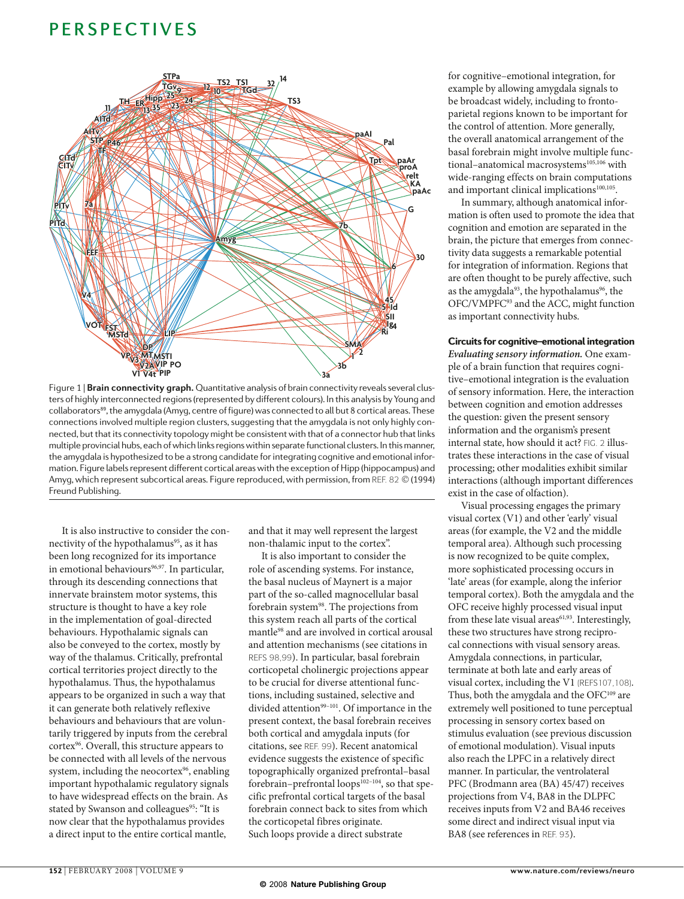Figure 1 | **Brain connectivity graph.** Quantitative analysis of brain connectivity reveals several clusters of highly interconnected regions (represented by different colours). In this analysis by Young and collaborators[89], the amygdala (Amyg, centre of figure) was connected to all but 8 cortical areas. These connections involved multiple region clusters, suggesting that the amygdala is not only highly connected, but that its connectivity topology might be consistent with that of a connector hub that links multiple provincial hubs, each of which links regions within separate functional clusters. In this manner, the amygdala is hypothesized to be a strong candidate for integrating cognitive and emotional information. Figure labels represent different cortical areas with the exception of Hipp (hippocampus) and Amyg, which represent subcortical areas. Figure reproduced, with permission, from REF. 82 © (1994) Freund Publishing.

It is also instructive to consider the connectivity of the hypothalamus[95], as it has been long recognized for its importance in emotional behaviours[96,97]. In particular, through its descending connections that innervate brainstem motor systems, this structure is thought to have a key role in the implementation of goal-directed behaviours. Hypothalamic signals can also be conveyed to the cortex, mostly by way of the thalamus. Critically, prefrontal cortical territories project directly to the hypothalamus. Thus, the hypothalamus appears to be organized in such a way that it can generate both relatively reflexive behaviours and behaviours that are voluntarily triggered by inputs from the cerebral cortex[96]. Overall, this structure appears to be connected with all levels of the nervous system, including the neocortex[96], enabling important hypothalamic regulatory signals to have widespread effects on the brain. As stated by Swanson and colleagues[95]: "It is now clear that the hypothalamus provides a direct input to the entire cortical mantle, and that it may well represent the largest non-thalamic input to the cortex".

It is also important to consider the role of ascending systems. For instance, the basal nucleus of Maynert is a major part of the so-called magnocellular basal forebrain system[98]. The projections from this system reach all parts of the cortical mantle[98] and are involved in cortical arousal and attention mechanisms (see citations in REFS 98,99). In particular, basal forebrain corticopetal cholinergic projections appear to be crucial for diverse attentional functions, including sustained, selective and divided attention[99–101]. Of importance in the present context, the basal forebrain receives both cortical and amygdala inputs (for citations, see REF. 99). Recent anatomical evidence suggests the existence of specific topographically organized prefrontal–basal forebrain–prefrontal loops[102–104], so that specific prefrontal cortical targets of the basal forebrain connect back to sites from which the corticopetal fibres originate. Such loops provide a direct substrate for cognitive–emotional integration, for example by allowing amygdala signals to be broadcast widely, including to fronto-parietal regions known to be important for the control of attention. More generally, the overall anatomical arrangement of the basal forebrain might involve multiple functional–anatomical macrosystems[105,106] with wide-ranging effects on brain computations and important clinical implications[100,105].

In summary, although anatomical information is often used to promote the idea that cognition and emotion are separated in the brain, the picture that emerges from connectivity data suggests a remarkable potential for integration of information. Regions that are often thought to be purely affective, such as the amygdala[93], the hypothalamus[96], the OFC/VMPFC[93] and the ACC, might function as important connectivity hubs.

### Circuits for cognitive–emotional integration

*Evaluating sensory information.* One example of a brain function that requires cognitive–emotional integration is the evaluation of sensory information. Here, the interaction between cognition and emotion addresses the question: given the present sensory information and the organism's present internal state, how should it act? FIG. 2 illustrates these interactions in the case of visual processing; other modalities exhibit similar interactions (although important differences exist in the case of olfaction).

Visual processing engages the primary visual cortex (V1) and other 'early' visual areas (for example, the V2 and the middle temporal area). Although such processing is now recognized to be quite complex, more sophisticated processing occurs in 'late' areas (for example, along the inferior temporal cortex). Both the amygdala and the OFC receive highly processed visual input from these late visual areas[61,93]. Interestingly, these two structures have strong reciprocal connections with visual sensory areas. Amygdala connections, in particular, terminate at both late and early areas of visual cortex, including the V1 (REFS107,108). Thus, both the amygdala and the OFC[109] are extremely well positioned to tune perceptual processing in sensory cortex based on stimulus evaluation (see previous discussion of emotional modulation). Visual inputs also reach the LPFC in a relatively direct manner. In particular, the ventrolateral PFC (Brodmann area (BA) 45/47) receives projections from V4, BA8 in the DLPFC receives inputs from V2 and BA46 receives some direct and indirect visual input via BA8 (see references in REF. 93).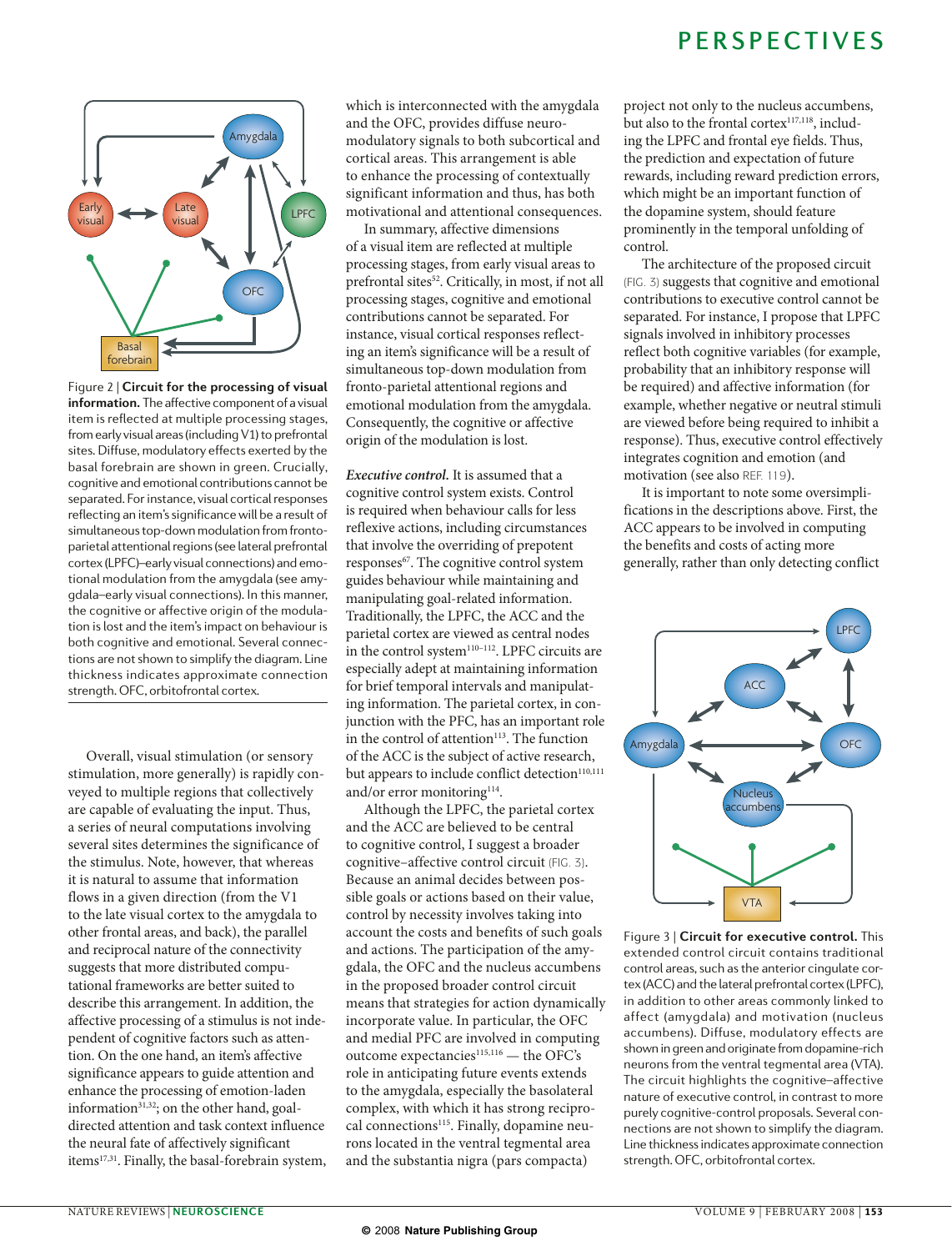Figure 2 | **Circuit for the processing of visual information.** The affective component of a visual item is reflected at multiple processing stages, from early visual areas (including V1) to prefrontal sites. Diffuse, modulatory effects exerted by the basal forebrain are shown in green. Crucially, cognitive and emotional contributions cannot be separated. For instance, visual cortical responses reflecting an item's significance will be a result of simultaneous top-down modulation from fronto-parietal attentional regions (see lateral prefrontal cortex (LPFC)–early visual connections) and emotional modulation from the amygdala (see amygdala–early visual connections). In this manner, the cognitive or affective origin of the modulation is lost and the item's impact on behaviour is both cognitive and emotional. Several connections are not shown to simplify the diagram. Line thickness indicates approximate connection strength. OFC, orbitofrontal cortex.

Overall, visual stimulation (or sensory stimulation, more generally) is rapidly conveyed to multiple regions that collectively are capable of evaluating the input. Thus, a series of neural computations involving several sites determines the significance of the stimulus. Note, however, that whereas it is natural to assume that information flows in a given direction (from the V1 to the late visual cortex to the amygdala to other frontal areas, and back), the parallel and reciprocal nature of the connectivity suggests that more distributed computational frameworks are better suited to describe this arrangement. In addition, the affective processing of a stimulus is not independent of cognitive factors such as attention. On the one hand, an item's affective significance appears to guide attention and enhance the processing of emotion-laden information[31,32]; on the other hand, goal-directed attention and task context influence the neural fate of affectively significant items[17,31]. Finally, the basal-forebrain system, which is interconnected with the amygdala and the OFC, provides diffuse neuromodulatory signals to both subcortical and cortical areas. This arrangement is able to enhance the processing of contextually significant information and thus, has both motivational and attentional consequences.

In summary, affective dimensions of a visual item are reflected at multiple processing stages, from early visual areas to prefrontal sites[52]. Critically, in most, if not all processing stages, cognitive and emotional contributions cannot be separated. For instance, visual cortical responses reflecting an item's significance will be a result of simultaneous top-down modulation from fronto-parietal attentional regions and emotional modulation from the amygdala. Consequently, the cognitive or affective origin of the modulation is lost.

***Executive control.*** It is assumed that a cognitive control system exists. Control is required when behaviour calls for less reflexive actions, including circumstances that involve the overriding of prepotent responses[67]. The cognitive control system guides behaviour while maintaining and manipulating goal-related information. Traditionally, the LPFC, the ACC and the parietal cortex are viewed as central nodes in the control system[110–112]. LPFC circuits are especially adept at maintaining information for brief temporal intervals and manipulating information. The parietal cortex, in conjunction with the PFC, has an important role in the control of attention[113]. The function of the ACC is the subject of active research, but appears to include conflict detection[110,111] and/or error monitoring[114].

Although the LPFC, the parietal cortex and the ACC are believed to be central to cognitive control, I suggest a broader cognitive–affective control circuit (FIG. 3). Because an animal decides between possible goals or actions based on their value, control by necessity involves taking into account the costs and benefits of such goals and actions. The participation of the amygdala, the OFC and the nucleus accumbens in the proposed broader control circuit means that strategies for action dynamically incorporate value. In particular, the OFC and medial PFC are involved in computing outcome expectancies[115,116] — the OFC's role in anticipating future events extends to the amygdala, especially the basolateral complex, with which it has strong reciprocal connections[115]. Finally, dopamine neurons located in the ventral tegmental area and the substantia nigra (pars compacta) project not only to the nucleus accumbens, but also to the frontal cortex[117,118], including the LPFC and frontal eye fields. Thus, the prediction and expectation of future rewards, including reward prediction errors, which might be an important function of the dopamine system, should feature prominently in the temporal unfolding of control.

The architecture of the proposed circuit (FIG. 3) suggests that cognitive and emotional contributions to executive control cannot be separated. For instance, I propose that LPFC signals involved in inhibitory processes reflect both cognitive variables (for example, probability that an inhibitory response will be required) and affective information (for example, whether negative or neutral stimuli are viewed before being required to inhibit a response). Thus, executive control effectively integrates cognition and emotion (and motivation (see also REF. 119).

It is important to note some oversimplifications in the descriptions above. First, the ACC appears to be involved in computing the benefits and costs of acting more generally, rather than only detecting conflict

Figure 3 | **Circuit for executive control.** This extended control circuit contains traditional control areas, such as the anterior cingulate cortex (ACC) and the lateral prefrontal cortex (LPFC), in addition to other areas commonly linked to affect (amygdala) and motivation (nucleus accumbens). Diffuse, modulatory effects are shown in green and originate from dopamine-rich neurons from the ventral tegmental area (VTA). The circuit highlights the cognitive–affective nature of executive control, in contrast to more purely cognitive-control proposals. Several connections are not shown to simplify the diagram. Line thickness indicates approximate connection strength. OFC, orbitofrontal cortex.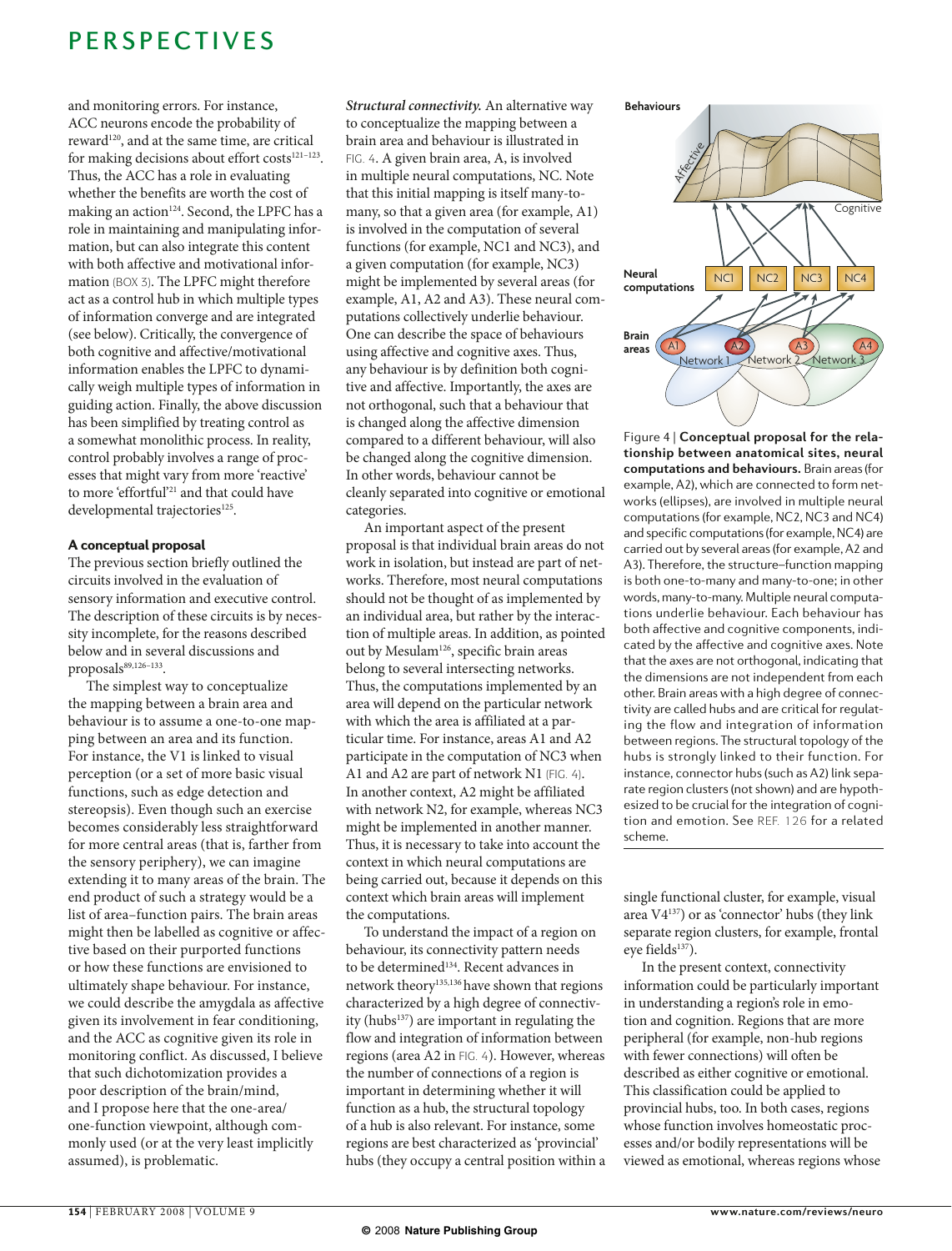and monitoring errors. For instance, ACC neurons encode the probability of reward[120], and at the same time, are critical for making decisions about effort costs[121–123]. Thus, the ACC has a role in evaluating whether the benefits are worth the cost of making an action[124]. Second, the LPFC has a role in maintaining and manipulating information, but can also integrate this content with both affective and motivational information (BOX 3). The LPFC might therefore act as a control hub in which multiple types of information converge and are integrated (see below). Critically, the convergence of both cognitive and affective/motivational information enables the LPFC to dynamically weigh multiple types of information in guiding action. Finally, the above discussion has been simplified by treating control as a somewhat monolithic process. In reality, control probably involves a range of processes that might vary from more 'reactive' to more 'effortful'[21] and that could have developmental trajectories[125].

### A conceptual proposal

The previous section briefly outlined the circuits involved in the evaluation of sensory information and executive control. The description of these circuits is by necessity incomplete, for the reasons described below and in several discussions and proposals[89,126–133].

The simplest way to conceptualize the mapping between a brain area and behaviour is to assume a one-to-one mapping between an area and its function. For instance, the V1 is linked to visual perception (or a set of more basic visual functions, such as edge detection and stereopsis). Even though such an exercise becomes considerably less straightforward for more central areas (that is, farther from the sensory periphery), we can imagine extending it to many areas of the brain. The end product of such a strategy would be a list of area–function pairs. The brain areas might then be labelled as cognitive or affective based on their purported functions or how these functions are envisioned to ultimately shape behaviour. For instance, we could describe the amygdala as affective given its involvement in fear conditioning, and the ACC as cognitive given its role in monitoring conflict. As discussed, I believe that such dichotomization provides a poor description of the brain/mind, and I propose here that the one-area/one-function viewpoint, although commonly used (or at the very least implicitly assumed), is problematic.

*Structural connectivity.* An alternative way to conceptualize the mapping between a brain area and behaviour is illustrated in FIG. 4. A given brain area, A, is involved in multiple neural computations, NC. Note that this initial mapping is itself many-to-many, so that a given area (for example, A1) is involved in the computation of several functions (for example, NC1 and NC3), and a given computation (for example, NC3) might be implemented by several areas (for example, A1, A2 and A3). These neural computations collectively underlie behaviour. One can describe the space of behaviours using affective and cognitive axes. Thus, any behaviour is by definition both cognitive and affective. Importantly, the axes are not orthogonal, such that a behaviour that is changed along the affective dimension compared to a different behaviour, will also be changed along the cognitive dimension. In other words, behaviour cannot be cleanly separated into cognitive or emotional categories.

An important aspect of the present proposal is that individual brain areas do not work in isolation, but instead are part of networks. Therefore, most neural computations should not be thought of as implemented by an individual area, but rather by the interaction of multiple areas. In addition, as pointed out by Mesulam[126], specific brain areas belong to several intersecting networks. Thus, the computations implemented by an area will depend on the particular network with which the area is affiliated at a particular time. For instance, areas A1 and A2 participate in the computation of NC3 when A1 and A2 are part of network N1 (FIG. 4). In another context, A2 might be affiliated with network N2, for example, whereas NC3 might be implemented in another manner. Thus, it is necessary to take into account the context in which neural computations are being carried out, because it depends on this context which brain areas will implement the computations.

To understand the impact of a region on behaviour, its connectivity pattern needs to be determined[134]. Recent advances in network theory[135,136] have shown that regions characterized by a high degree of connectivity (hubs[137]) are important in regulating the flow and integration of information between regions (area A2 in FIG. 4). However, whereas the number of connections of a region is important in determining whether it will function as a hub, the structural topology of a hub is also relevant. For instance, some regions are best characterized as 'provincial' hubs (they occupy a central position within a single functional cluster, for example, visual area V4[137]) or as 'connector' hubs (they link separate region clusters, for example, frontal eye fields[137]).

Figure 4 | **Conceptual proposal for the relationship between anatomical sites, neural computations and behaviours.** Brain areas (for example, A2), which are connected to form networks (ellipses), are involved in multiple neural computations (for example, NC2, NC3 and NC4) and specific computations (for example, NC4) are carried out by several areas (for example, A2 and A3). Therefore, the structure–function mapping is both one-to-many and many-to-one; in other words, many-to-many. Multiple neural computations underlie behaviour. Each behaviour has both affective and cognitive components, indicated by the affective and cognitive axes. Note that the axes are not orthogonal, indicating that the dimensions are not independent from each other. Brain areas with a high degree of connectivity are called hubs and are critical for regulating the flow and integration of information between regions. The structural topology of the hubs is strongly linked to their function. For instance, connector hubs (such as A2) link separate region clusters (not shown) and are hypothesized to be crucial for the integration of cognition and emotion. See REF. 126 for a related scheme.

In the present context, connectivity information could be particularly important in understanding a region's role in emotion and cognition. Regions that are more peripheral (for example, non-hub regions with fewer connections) will often be described as either cognitive or emotional. This classification could be applied to provincial hubs, too. In both cases, regions whose function involves homeostatic processes and/or bodily representations will be viewed as emotional, whereas regions whose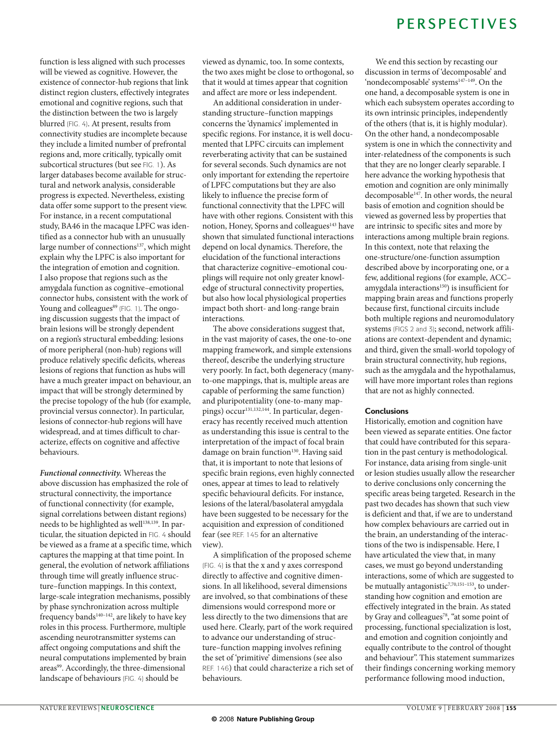function is less aligned with such processes will be viewed as cognitive. However, the existence of connector-hub regions that link distinct region clusters, effectively integrates emotional and cognitive regions, such that the distinction between the two is largely blurred (FIG. 4). At present, results from connectivity studies are incomplete because they include a limited number of prefrontal regions and, more critically, typically omit subcortical structures (but see FIG. 1). As larger databases become available for structural and network analysis, considerable progress is expected. Nevertheless, existing data offer some support to the present view. For instance, in a recent computational study, BA46 in the macaque LPFC was identified as a connector hub with an unusually large number of connections[137], which might explain why the LPFC is also important for the integration of emotion and cognition. I also propose that regions such as the amygdala function as cognitive–emotional connector hubs, consistent with the work of Young and colleagues[89] (FIG. 1). The ongoing discussion suggests that the impact of brain lesions will be strongly dependent on a region's structural embedding: lesions of more peripheral (non-hub) regions will produce relatively specific deficits, whereas lesions of regions that function as hubs will have a much greater impact on behaviour, an impact that will be strongly determined by the precise topology of the hub (for example, provincial versus connector). In particular, lesions of connector-hub regions will have widespread, and at times difficult to characterize, effects on cognitive and affective behaviours.

***Functional connectivity.*** Whereas the above discussion has emphasized the role of structural connectivity, the importance of functional connectivity (for example, signal correlations between distant regions) needs to be highlighted as well[138,139]. In particular, the situation depicted in FIG. 4 should be viewed as a frame at a specific time, which captures the mapping at that time point. In general, the evolution of network affiliations through time will greatly influence structure–function mappings. In this context, large-scale integration mechanisms, possibly by phase synchronization across multiple frequency bands[140–142], are likely to have key roles in this process. Furthermore, multiple ascending neurotransmitter systems can affect ongoing computations and shift the neural computations implemented by brain areas[99]. Accordingly, the three-dimensional landscape of behaviours (FIG. 4) should be viewed as dynamic, too. In some contexts, the two axes might be close to orthogonal, so that it would at times appear that cognition and affect are more or less independent.

An additional consideration in understanding structure–function mappings concerns the 'dynamics' implemented in specific regions. For instance, it is well documented that LPFC circuits can implement reverberating activity that can be sustained for several seconds. Such dynamics are not only important for extending the repertoire of LPFC computations but they are also likely to influence the precise form of functional connectivity that the LPFC will have with other regions. Consistent with this notion, Honey, Sporns and colleagues[143] have shown that simulated functional interactions depend on local dynamics. Therefore, the elucidation of the functional interactions that characterize cognitive–emotional couplings will require not only greater knowledge of structural connectivity properties, but also how local physiological properties impact both short- and long-range brain interactions.

The above considerations suggest that, in the vast majority of cases, the one-to-one mapping framework, and simple extensions thereof, describe the underlying structure very poorly. In fact, both degeneracy (many-to-one mappings, that is, multiple areas are capable of performing the same function) and pluripotentiality (one-to-many mappings) occur[131,132,144]. In particular, degeneracy has recently received much attention as understanding this issue is central to the interpretation of the impact of focal brain damage on brain function[130]. Having said that, it is important to note that lesions of specific brain regions, even highly connected ones, appear at times to lead to relatively specific behavioural deficits. For instance, lesions of the lateral/basolateral amygdala have been suggested to be necessary for the acquisition and expression of conditioned fear (see REF. 145 for an alternative view).

A simplification of the proposed scheme (FIG. 4) is that the x and y axes correspond directly to affective and cognitive dimensions. In all likelihood, several dimensions are involved, so that combinations of these dimensions would correspond more or less directly to the two dimensions that are used here. Clearly, part of the work required to advance our understanding of structure–function mapping involves refining the set of 'primitive' dimensions (see also REF. 146) that could characterize a rich set of behaviours.

We end this section by recasting our discussion in terms of 'decomposable' and 'nondecomposable' systems[147–149]. On the one hand, a decomposable system is one in which each subsystem operates according to its own intrinsic principles, independently of the others (that is, it is highly modular). On the other hand, a nondecomposable system is one in which the connectivity and inter-relatedness of the components is such that they are no longer clearly separable. I here advance the working hypothesis that emotion and cognition are only minimally decomposable[147]. In other words, the neural basis of emotion and cognition should be viewed as governed less by properties that are intrinsic to specific sites and more by interactions among multiple brain regions. In this context, note that relaxing the one-structure/one-function assumption described above by incorporating one, or a few, additional regions (for example, ACC–amygdala interactions[150]) is insufficient for mapping brain areas and functions properly because first, functional circuits include both multiple regions and neuromodulatory systems (FIGS 2 and 3); second, network affiliations are context-dependent and dynamic; and third, given the small-world topology of brain structural connectivity, hub regions, such as the amygdala and the hypothalamus, will have more important roles than regions that are not as highly connected.

## Conclusions

Historically, emotion and cognition have been viewed as separate entities. One factor that could have contributed for this separation in the past century is methodological. For instance, data arising from single-unit or lesion studies usually allow the researcher to derive conclusions only concerning the specific areas being targeted. Research in the past two decades has shown that such view is deficient and that, if we are to understand how complex behaviours are carried out in the brain, an understanding of the interactions of the two is indispensable. Here, I have articulated the view that, in many cases, we must go beyond understanding interactions, some of which are suggested to be mutually antagonistic[7,70,151–153], to understanding how cognition and emotion are effectively integrated in the brain. As stated by Gray and colleagues[78], "at some point of processing, functional specialization is lost, and emotion and cognition conjointly and equally contribute to the control of thought and behaviour". This statement summarizes their findings concerning working memory performance following mood induction,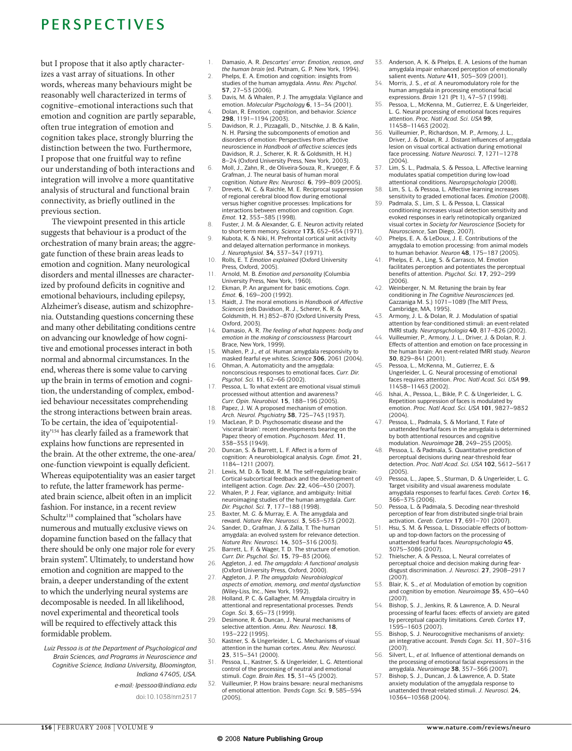but I propose that it also aptly characterizes a vast array of situations. In other words, whereas many behaviours might be reasonably well characterized in terms of cognitive–emotional interactions such that emotion and cognition are partly separable, often true integration of emotion and cognition takes place, strongly blurring the distinction between the two. Furthermore, I propose that one fruitful way to refine our understanding of both interactions and integration will involve a more quantitative analysis of structural and functional brain connectivity, as briefly outlined in the previous section.

The viewpoint presented in this article suggests that behaviour is a product of the orchestration of many brain areas; the aggregate function of these brain areas leads to emotion and cognition. Many neurological disorders and mental illnesses are characterized by profound deficits in cognitive and emotional behaviours, including epilepsy, Alzheimer's disease, autism and schizophrenia. Outstanding questions concerning these and many other debilitating conditions centre on advancing our knowledge of how cognitive and emotional processes interact in both normal and abnormal circumstances. In the end, whereas there is some value to carving up the brain in terms of emotion and cognition, the understanding of complex, embodied behaviour necessitates comprehending the strong interactions between brain areas. To be certain, the idea of 'equipotentiality'[154] has clearly failed as a framework that explains how functions are represented in the brain. At the other extreme, the one-area/one-function viewpoint is equally deficient. Whereas equipotentiality was an easier target to refute, the latter framework has permeated brain science, albeit often in an implicit fashion. For instance, in a recent review Schultz[118] complained that "scholars have numerous and mutually exclusive views on dopamine function based on the fallacy that there should be only one major role for every brain system". Ultimately, to understand how emotion and cognition are mapped to the brain, a deeper understanding of the extent to which the underlying neural systems are decomposable is needed. In all likelihood, novel experimental and theoretical tools will be required to effectively attack this formidable problem.

*Luiz Pessoa is at the Department of Psychological and Brain Sciences, and Programs in Neuroscience and Cognitive Science, Indiana University, Bloomington, Indiana 47405, USA.*

*e-mail: lpessoa@indiana.edu*

doi:10.1038/nrn2317

1. Damasio, A. R. *Descartes' error: Emotion, reason, and the human brain* (ed. Putnam, G. P. New York, 1994).
2. Phelps, E. A. Emotion and cognition: insights from studies of the human amygdala. *Annu. Rev. Psychol.* **57**, 27–53 (2006).
3. Davis, M. & Whalen, P. J. The amygdala: Vigilance and emotion. *Molecular Psychology* **6**, 13–34 (2001).
4. Dolan, R. Emotion, cognition, and behavior. *Science* **298**, 1191–1194 (2003).
5. Davidson, R. J., Pizzagalli, D., Nitschke, J. B. & Kalin, N. H. Parsing the subcomponents of emotion and disorders of emotion: Perspectives from affective neuroscience in *Handbook of affective sciences* (eds Davidson, R. J., Scherer, K. R. & Goldsmith, H. H.) 8–24 (Oxford University Press, New York, 2003).
6. Moll, J., Zahn, R., de Oliveira-Souza, R., Krueger, F. & Grafman, J. The neural basis of human moral cognition. *Nature Rev. Neurosci.* **6**, 799–809 (2005).
7. Drevets, W. C. & Raichle, M. E. Reciprocal suppression of regional cerebral blood flow during emotional versus higher cognitive processes: Implications for interactions between emotion and cognition. *Cogn. Emot.* **12**, 353–385 (1998).
8. Fuster, J. M. & Alexander, G. E. Neuron activity related to short-term memory. *Science* **173**, 652–654 (1971).
9. Kubota, K. & Niki, H. Prefrontal cortical unit activity and delayed alternation performance in monkeys. *J. Neurophysiol.* **34**, 337–347 (1971).
10. Rolls, E. T. *Emotion explained* (Oxford University Press, Oxford, 2005).
11. Arnold, M. B. *Emotion and personality* (Columbia University Press, New York, 1960).
12. Ekman, P. An argument for basic emotions. *Cogn. Emot.* **6**, 169–200 (1992).
13. Haidt, J. The moral emotions in *Handbook of Affective Sciences* (eds Davidson, R. J., Scherer, K. R. & Goldsmith, H. H.) 852–870 (Oxford University Press, Oxford, 2003).
14. Damasio, A. R. *The feeling of what happens: body and emotion in the making of consciousness* (Harcourt Brace, New York, 1999).
15. Whalen, P. J., *et al.* Human amygdala responsivity to masked fearful eye whites. *Science* **306**, 2061 (2004).
16. Ohman, A. Automaticity and the amygdala: nonconscious responses to emotional faces. *Curr. Dir. Psychol. Sci.* **11**, 62–66 (2002).
17. Pessoa, L. To what extent are emotional visual stimuli processed without attention and awareness? *Curr. Opin. Neurobiol.* **15**, 188–196 (2005).
18. Papez, J. W. A proposed mechanism of emotion. *Arch. Neurol. Psychiatry* **38**, 725–743 (1937).
19. MacLean, P. D. Psychosomatic disease and the 'visceral brain': recent developments bearing on the Papez theory of emotion. *Psychosom. Med.* **11**, 338–353 (1949).
20. Duncan, S. & Barrett, L. F. Affect is a form of cognition: A neurobiological analysis. *Cogn. Emot.* **21**, 1184–1211 (2007).
21. Lewis, M. D. & Todd, R. M. The self-regulating brain: Cortical-subcortical feedback and the development of intelligent action. *Cogn. Dev.* **22**, 406–430 (2007).
22. Whalen, P. J. Fear, vigilance, and ambiguity: Initial neuroimaging studies of the human amygdala. *Curr. Dir. Psychol. Sci.* **7**, 177–188 (1998).
23. Baxter, M. G. & Murray, E. A. The amygdala and reward. *Nature Rev. Neurosci.* **3**, 563–573 (2002).
24. Sander, D., Grafman, J. & Zalla, T. The human amygdala: an evolved system for relevance detection. *Nature Rev. Neurosci.* **14**, 303–316 (2003).
25. Barrett, L. F. & Wager, T. D. The structure of emotion. *Curr. Dir. Psychol. Sci.* **15**, 79–83 (2006).
26. Aggleton, J. ed. *The amygdala: A functional analysis* (Oxford University Press, Oxford, 2000).
27. Aggleton, J. P. *The amygdala: Neurobiological aspects of emotion, memory, and mental dysfunction* (Wiley-Liss, Inc., New York, 1992).
28. Holland, P. C. & Gallagher, M. Amygdala circuitry in attentional and representational processes. *Trends Cogn. Sci.* **3**, 65–73 (1999).
29. Desimone, R. & Duncan, J. Neural mechanisms of selective attention. *Annu. Rev. Neurosci.* **18**, 193–222 (1995).
30. Kastner, S. & Ungerleider, L. G. Mechanisms of visual attention in the human cortex. *Annu. Rev. Neurosci.* **23**, 315–341 (2000).
31. Pessoa, L., Kastner, S. & Ungerleider, L. G. Attentional control of the processing of neutral and emotional stimuli. *Cogn. Brain Res.* **15**, 31–45 (2002).
32. Vuilleumier, P. How brains beware: neural mechanisms of emotional attention. *Trends Cogn. Sci.* **9**, 585–594 (2005).
33. Anderson, A. K. & Phelps, E. A. Lesions of the human amygdala impair enhanced perception of emotionally salient events. *Nature* **411**, 305–309 (2001).
34. Morris, J. S., *et al.* A neuromodulatory role for the human amygdala in processing emotional facial expressions. *Brain* 121 (Pt 1), 47–57 (1998).
35. Pessoa, L., McKenna, M., Gutierrez, E. & Ungerleider, L. G. Neural processing of emotional faces requires attention. *Proc. Natl Acad. Sci. USA* **99**, 11458–11463 (2002).
36. Vuilleumier, P., Richardson, M. P., Armony, J. L., Driver, J. & Dolan, R. J. Distant influences of amygdala lesion on visual cortical activation during emotional face processing. *Nature Neurosci.* **7**, 1271–1278 (2004).
37. Lim, S. L., Padmala, S. & Pessoa, L. Affective learning modulates spatial competition during low-load attentional conditions. *Neuropsychologia* (2008).
38. Lim, S. L. & Pessoa, L. Affective learning increases sensitivity to graded emotional faces. *Emotion* (2008).
39. Padmala, S., Lim, S. L. & Pessoa, L. Classical conditioning increases visual detection sensitivity and evoked responses in early retinotopically organized visual cortex in *Society for Neuroscience* (Society for Neuroscience, San Diego, 2007).
40. Phelps, E. A. & LeDoux, J. E. Contributions of the amygdala to emotion processing: from animal models to human behavior. *Neuron* **48**, 175–187 (2005).
41. Phelps, E. A., Ling, S. & Carrasco, M. Emotion facilitates perception and potentiates the perceptual benefits of attention. *Psychol. Sci.* **17**, 292–299 (2006).
42. Weinberger, N. M. Retuning the brain by fear conditioning in *The Cognitive Neurosciences* (ed. Gazzaniga M. S.) 1071–1089 (The MIT Press, Cambridge, MA, 1995).
43. Armony, J. L. & Dolan, R. J. Modulation of spatial attention by fear-conditioned stimuli: an event-related fMRI study. *Neuropsychologia* **40**, 817–826 (2002).
44. Vuilleumier, P., Armony, J. L., Driver, J. & Dolan, R. J. Effects of attention and emotion on face processing in the human brain: An event-related fMRI study. *Neuron* **30**, 829–841 (2001).
45. Pessoa, L., McKenna, M., Gutierrez, E. & Ungerleider, L. G. Neural processing of emotional faces requires attention. *Proc. Natl Acad. Sci. USA* **99**, 11458–11463 (2002).
46. Ishai, A., Pessoa, L., Bikle, P. C. & Ungerleider, L. G. Repetition suppression of faces is modulated by emotion. *Proc. Natl Acad. Sci. USA* **101**, 9827–9832 (2004).
47. Pessoa, L., Padmala, S. & Morland, T. Fate of unattended fearful faces in the amygdala is determined by both attentional resources and cognitive modulation. *Neuroimage* **28**, 249–255 (2005).
48. Pessoa, L. & Padmala, S. Quantitative prediction of perceptual decisions during near-threshold fear detection. *Proc. Natl Acad. Sci. USA* **102**, 5612–5617 (2005).
49. Pessoa, L., Japee, S., Sturman, D. & Ungerleider, L. G. Target visibility and visual awareness modulate amygdala responses to fearful faces. *Cereb. Cortex* **16**, 366–375 (2006).
50. Pessoa, L. & Padmala, S. Decoding near-threshold perception of fear from distributed single-trial brain activation. *Cereb. Cortex* **17**, 691–701 (2007).
51. Hsu, S. M. & Pessoa, L. Dissociable effects of bottom-up and top-down factors on the processing of unattended fearful faces. *Neuropsychologia* **45**, 3075–3086 (2007).
52. Thielscher, A. & Pessoa, L. Neural correlates of perceptual choice and decision making during fear-disgust discrimination. *J. Neurosci.* **27**, 2908–2917 (2007).
53. Blair, K. S., *et al.* Modulation of emotion by cognition and cognition by emotion. *Neuroimage* **35**, 430–440 (2007).
54. Bishop, S. J., Jenkins, R. & Lawrence, A. D. Neural processing of fearful faces: effects of anxiety are gated by perceptual capacity limitations. *Cereb. Cortex* **17**, 1595–1603 (2007).
55. Bishop, S. J. Neurocognitive mechanisms of anxiety: an integrative account. *Trends Cogn. Sci.* **11**, 307–316 (2007).
56. Silvert, L., *et al.* Influence of attentional demands on the processing of emotional facial expressions in the amygdala. *Neuroimage* **38**, 357–366 (2007).
57. Bishop, S. J., Duncan, J. & Lawrence, A. D. State anxiety modulation of the amygdala response to unattended threat-related stimuli. *J. Neurosci.* **24**, 10364–10368 (2004).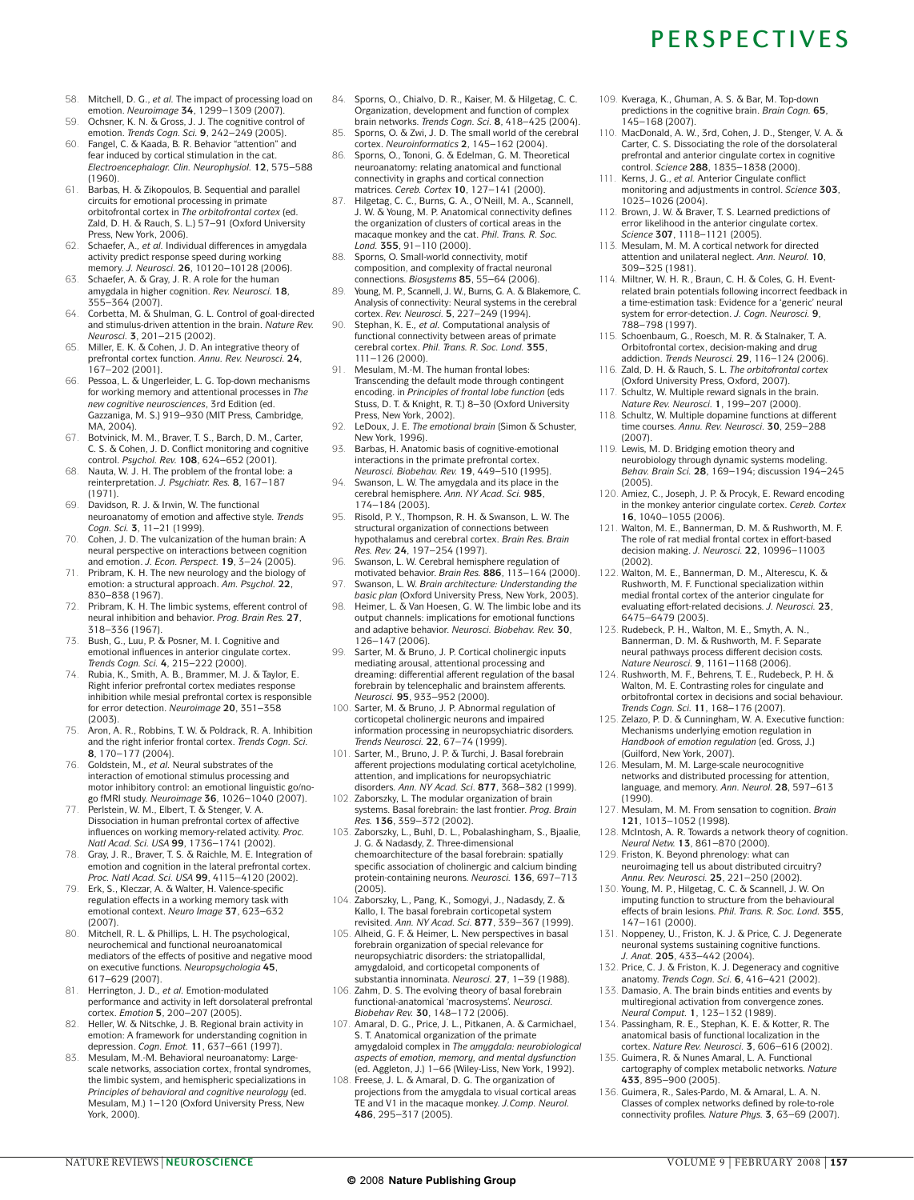58. Mitchell, D. G., *et al.* The impact of processing load on emotion. *Neuroimage* **34**, 1299–1309 (2007).
59. Ochsner, K. N. & Gross, J. J. The cognitive control of emotion. *Trends Cogn. Sci.* **9**, 242–249 (2005).
60. Fangel, C. & Kaada, B. R. Behavior "attention" and fear induced by cortical stimulation in the cat. *Electroencephalogr. Clin. Neurophysiol.* **12**, 575–588 (1960).
61. Barbas, H. & Zikopoulos, B. Sequential and parallel circuits for emotional processing in primate orbitofrontal cortex in *The orbitofrontal cortex* (ed. Zald, D. H. & Rauch, S. L.) 57–91 (Oxford University Press, New York, 2006).
62. Schaefer, A., *et al.* Individual differences in amygdala activity predict response speed during working memory. *J. Neurosci.* **26**, 10120–10128 (2006).
63. Schaefer, A. & Gray, J. R. A role for the human amygdala in higher cognition. *Rev. Neurosci.* **18**, 355–364 (2007).
64. Corbetta, M. & Shulman, G. L. Control of goal-directed and stimulus-driven attention in the brain. *Nature Rev. Neurosci.* **3**, 201–215 (2002).
65. Miller, E. K. & Cohen, J. D. An integrative theory of prefrontal cortex function. *Annu. Rev. Neurosci.* **24**, 167–202 (2001).
66. Pessoa, L. & Ungerleider, L. G. Top-down mechanisms for working memory and attentional processes in *The new cognitive neurosciences*, 3rd Edition (ed. Gazzaniga, M. S.) 919–930 (MIT Press, Cambridge, MA, 2004).
67. Botvinick, M. M., Braver, T. S., Barch, D. M., Carter, C. S. & Cohen, J. D. Conflict monitoring and cognitive control. *Psychol. Rev.* **108**, 624–652 (2001).
68. Nauta, W. J. H. The problem of the frontal lobe: a reinterpretation. *J. Psychiatr. Res.* **8**, 167–187 (1971).
69. Davidson, R. J. & Irwin, W. The functional neuroanatomy of emotion and affective style. *Trends Cogn. Sci.* **3**, 11–21 (1999).
70. Cohen, J. D. The vulcanization of the human brain: A neural perspective on interactions between cognition and emotion. *J. Econ. Perspect.* **19**, 3–24 (2005).
71. Pribram, K. H. The new neurology and the biology of emotion: a structural approach. *Am. Psychol.* **22**, 830–838 (1967).
72. Pribram, K. H. The limbic systems, efferent control of neural inhibition and behavior. *Prog. Brain Res.* **27**, 318–336 (1967).
73. Bush, G., Luu, P. & Posner, M. I. Cognitive and emotional influences in anterior cingulate cortex. *Trends Cogn. Sci.* **4**, 215–222 (2000).
74. Rubia, K., Smith, A. B., Brammer, M. J. & Taylor, E. Right inferior prefrontal cortex mediates response inhibition while mesial prefrontal cortex is responsible for error detection. *Neuroimage* **20**, 351–358 (2003).
75. Aron, A. R., Robbins, T. W. & Poldrack, R. A. Inhibition and the right inferior frontal cortex. *Trends Cogn. Sci.* **8**, 170–177 (2004).
76. Goldstein, M., *et al.* Neural substrates of the interaction of emotional stimulus processing and motor inhibitory control: an emotional linguistic go/no-go fMRI study. *Neuroimage* **36**, 1026–1040 (2007).
77. Perlstein, W. M., Elbert, T. & Stenger, V. A. Dissociation in human prefrontal cortex of affective influences on working memory-related activity. *Proc. Natl Acad. Sci. USA* **99**, 1736–1741 (2002).
78. Gray, J. R., Braver, T. S. & Raichle, M. E. Integration of emotion and cognition in the lateral prefrontal cortex. *Proc. Natl Acad. Sci. USA* **99**, 4115–4120 (2002).
79. Erk, S., Kleczar, A. & Walter, H. Valence-specific regulation effects in a working memory task with emotional context. *Neuro Image* **37**, 623–632 (2007).
80. Mitchell, R. L. & Phillips, L. H. The psychological, neurochemical and functional neuroanatomical mediators of the effects of positive and negative mood on executive functions. *Neuropsychologia* **45**, 617–629 (2007).
81. Herrington, J. D., *et al.* Emotion-modulated performance and activity in left dorsolateral prefrontal cortex. *Emotion* **5**, 200–207 (2005).
82. Heller, W. & Nitschke, J. B. Regional brain activity in emotion: A framework for understanding cognition in depression. *Cogn. Emot.* **11**, 637–661 (1997).
83. Mesulam, M.-M. Behavioral neuroanatomy: Large-scale networks, association cortex, frontal syndromes, the limbic system, and hemispheric specializations in *Principles of behavioral and cognitive neurology* (ed. Mesulam, M.) 1–120 (Oxford University Press, New York, 2000).
84. Sporns, O., Chialvo, D. R., Kaiser, M. & Hilgetag, C. C. Organization, development and function of complex brain networks. *Trends Cogn. Sci.* **8**, 418–425 (2004).
85. Sporns, O. & Zwi, J. D. The small world of the cerebral cortex. *Neuroinformatics* **2**, 145–162 (2004).
86. Sporns, O., Tononi, G. & Edelman, G. M. Theoretical neuroanatomy: relating anatomical and functional connectivity in graphs and cortical connection matrices. *Cereb. Cortex* **10**, 127–141 (2000).
87. Hilgetag, C. C., Burns, G. A., O'Neill, M. A., Scannell, J. W. & Young, M. P. Anatomical connectivity defines the organization of clusters of cortical areas in the macaque monkey and the cat. *Phil. Trans. R. Soc. Lond.* **355**, 91–110 (2000).
88. Sporns, O. Small-world connectivity, motif composition, and complexity of fractal neuronal connections. *Biosystems* **85**, 55–64 (2006).
89. Young, M. P., Scannell, J. W., Burns, G. A. & Blakemore, C. Analysis of connectivity: Neural systems in the cerebral cortex. *Rev. Neurosci.* **5**, 227–249 (1994).
90. Stephan, K. E., *et al.* Computational analysis of functional connectivity between areas of primate cerebral cortex. *Phil. Trans. R. Soc. Lond.* **355**, 111–126 (2000).
91. Mesulam, M.-M. The human frontal lobes: Transcending the default mode through contingent encoding. in *Principles of frontal lobe function* (eds Stuss, D. T. & Knight, R. T.) 8–30 (Oxford University Press, New York, 2002).
92. LeDoux, J. E. *The emotional brain* (Simon & Schuster, New York, 1996).
93. Barbas, H. Anatomic basis of cognitive-emotional interactions in the primate prefrontal cortex. *Neurosci. Biobehav. Rev.* **19**, 449–510 (1995).
94. Swanson, L. W. The amygdala and its place in the cerebral hemisphere. *Ann. NY Acad. Sci.* **985**, 174–184 (2003).
95. Risold, P. Y., Thompson, R. H. & Swanson, L. W. The structural organization of connections between hypothalamus and cerebral cortex. *Brain Res. Brain Res. Rev.* **24**, 197–254 (1997).
96. Swanson, L. W. Cerebral hemisphere regulation of motivated behavior. *Brain Res.* **886**, 113–164 (2000).
97. Swanson, L. W. *Brain architecture: Understanding the basic plan* (Oxford University Press, New York, 2003).
98. Heimer, L. & Van Hoesen, G. W. The limbic lobe and its output channels: implications for emotional functions and adaptive behavior. *Neurosci. Biobehav. Rev.* **30**, 126–147 (2006).
99. Sarter, M. & Bruno, J. P. Cortical cholinergic inputs mediating arousal, attentional processing and dreaming: differential afferent regulation of the basal forebrain by telencephalic and brainstem afferents. *Neurosci.* **95**, 933–952 (2000).
100. Sarter, M. & Bruno, J. P. Abnormal regulation of corticopetal cholinergic neurons and impaired information processing in neuropsychiatric disorders. *Trends Neurosci.* **22**, 67–74 (1999).
101. Sarter, M., Bruno, J. P. & Turchi, J. Basal forebrain afferent projections modulating cortical acetylcholine, attention, and implications for neuropsychiatric disorders. *Ann. NY Acad. Sci.* **877**, 368–382 (1999).
102. Zaborszky, L. The modular organization of brain systems. Basal forebrain: the last frontier. *Prog. Brain Res.* **136**, 359–372 (2002).
103. Zaborszky, L., Buhl, D. L., Pobalashingham, S., Bjaalie, J. G. & Nadasdy, Z. Three-dimensional chemoarchitecture of the basal forebrain: spatially specific association of cholinergic and calcium binding protein-containing neurons. *Neurosci.* **136**, 697–713 (2005).
104. Zaborszky, L., Pang, K., Somogyi, J., Nadasdy, Z. & Kallo, I. The basal forebrain corticopetal system revisited. *Ann. NY Acad. Sci.* **877**, 339–367 (1999).
105. Alheid, G. F. & Heimer, L. New perspectives in basal forebrain organization of special relevance for neuropsychiatric disorders: the striatopallidal, amygdaloid, and corticopetal components of substantia innominata. *Neurosci.* **27**, 1–39 (1988).
106. Zahm, D. S. The evolving theory of basal forebrain functional-anatomical 'macrosystems'. *Neurosci. Biobehav Rev.* **30**, 148–172 (2006).
107. Amaral, D. G., Price, J. L., Pitkanen, A. & Carmichael, S. T. Anatomical organization of the primate amygdaloid complex in *The amygdala: neurobiological aspects of emotion, memory, and mental dysfunction* (ed. Aggleton, J.) 1–66 (Wiley-Liss, New York, 1992).
108. Freese, J. L. & Amaral, D. G. The organization of projections from the amygdala to visual cortical areas TE and V1 in the macaque monkey. *J.Comp. Neurol.* **486**, 295–317 (2005).
109. Kveraga, K., Ghuman, A. S. & Bar, M. Top-down predictions in the cognitive brain. *Brain Cogn.* **65**, 145–168 (2007).
110. MacDonald, A. W., 3rd, Cohen, J. D., Stenger, V. A. & Carter, C. S. Dissociating the role of the dorsolateral prefrontal and anterior cingulate cortex in cognitive control. *Science* **288**, 1835–1838 (2000).
111. Kerns, J. G., *et al.* Anterior Cingulate conflict monitoring and adjustments in control. *Science* **303**, 1023–1026 (2004).
112. Brown, J. W. & Braver, T. S. Learned predictions of error likelihood in the anterior cingulate cortex. *Science* **307**, 1118–1121 (2005).
113. Mesulam, M. M. A cortical network for directed attention and unilateral neglect. *Ann. Neurol.* **10**, 309–325 (1981).
114. Miltner, W. H. R., Braun, C. H. & Coles, G. H. Event-related brain potentials following incorrect feedback in a time-estimation task: Evidence for a 'generic' neural system for error-detection. *J. Cogn. Neurosci.* **9**, 788–798 (1997).
115. Schoenbaum, G., Roesch, M. R. & Stalnaker, T. A. Orbitofrontal cortex, decision-making and drug addiction. *Trends Neurosci.* **29**, 116–124 (2006).
116. Zald, D. H. & Rauch, S. L. *The orbitofrontal cortex* (Oxford University Press, Oxford, 2007).
117. Schultz, W. Multiple reward signals in the brain. *Nature Rev. Neurosci.* **1**, 199–207 (2000).
118. Schultz, W. Multiple dopamine functions at different time courses. *Annu. Rev. Neurosci.* **30**, 259–288 (2007).
119. Lewis, M. D. Bridging emotion theory and neurobiology through dynamic systems modeling. *Behav. Brain Sci.* **28**, 169–194; discussion 194–245 (2005).
120. Amiez, C., Joseph, J. P. & Procyk, E. Reward encoding in the monkey anterior cingulate cortex. *Cereb. Cortex* **16**, 1040–1055 (2006).
121. Walton, M. E., Bannerman, D. M. & Rushworth, M. F. The role of rat medial frontal cortex in effort-based decision making. *J. Neurosci.* **22**, 10996–11003 (2002).
122. Walton, M. E., Bannerman, D. M., Alterescu, K. & Rushworth, M. F. Functional specialization within medial frontal cortex of the anterior cingulate for evaluating effort-related decisions. *J. Neurosci.* **23**, 6475–6479 (2003).
123. Rudebeck, P. H., Walton, M. E., Smyth, A. N., Bannerman, D. M. & Rushworth, M. F. Separate neural pathways process different decision costs. *Nature Neurosci.* **9**, 1161–1168 (2006).
124. Rushworth, M. F., Behrens, T. E., Rudebeck, P. H. & Walton, M. E. Contrasting roles for cingulate and orbitofrontal cortex in decisions and social behaviour. *Trends Cogn. Sci.* **11**, 168–176 (2007).
125. Zelazo, P. D. & Cunningham, W. A. Executive function: Mechanisms underlying emotion regulation in *Handbook of emotion regulation* (ed. Gross, J.) (Guilford, New York, 2007).
126. Mesulam, M. M. Large-scale neurocognitive networks and distributed processing for attention, language, and memory. *Ann. Neurol.* **28**, 597–613 (1990).
127. Mesulam, M. M. From sensation to cognition. *Brain* **121**, 1013–1052 (1998).
128. McIntosh, A. R. Towards a network theory of cognition. *Neural Netw.* **13**, 861–870 (2000).
129. Friston, K. Beyond phrenology: what can neuroimaging tell us about distributed circuitry? *Annu. Rev. Neurosci.* **25**, 221–250 (2002).
130. Young, M. P., Hilgetag, C. C. & Scannell, J. W. On imputing function to structure from the behavioural effects of brain lesions. *Phil. Trans. R. Soc. Lond.* **355**, 147–161 (2000).
131. Noppeney, U., Friston, K. J. & Price, C. J. Degenerate neuronal systems sustaining cognitive functions. *J. Anat.* **205**, 433–442 (2004).
132. Price, C. J. & Friston, K. J. Degeneracy and cognitive anatomy. *Trends Cogn. Sci.* **6**, 416–421 (2002).
133. Damasio, A. The brain binds entities and events by multiregional activation from convergence zones. *Neural Comput.* **1**, 123–132 (1989).
134. Passingham, R. E., Stephan, K. E. & Kotter, R. The anatomical basis of functional localization in the cortex. *Nature Rev. Neurosci.* **3**, 606–616 (2002).
135. Guimera, R. & Nunes Amaral, L. A. Functional cartography of complex metabolic networks. *Nature* **433**, 895–900 (2005).
136. Guimera, R., Sales-Pardo, M. & Amaral, L. A. N. Classes of complex networks defined by role-to-role connectivity profiles. *Nature Phys.* **3**, 63–69 (2007).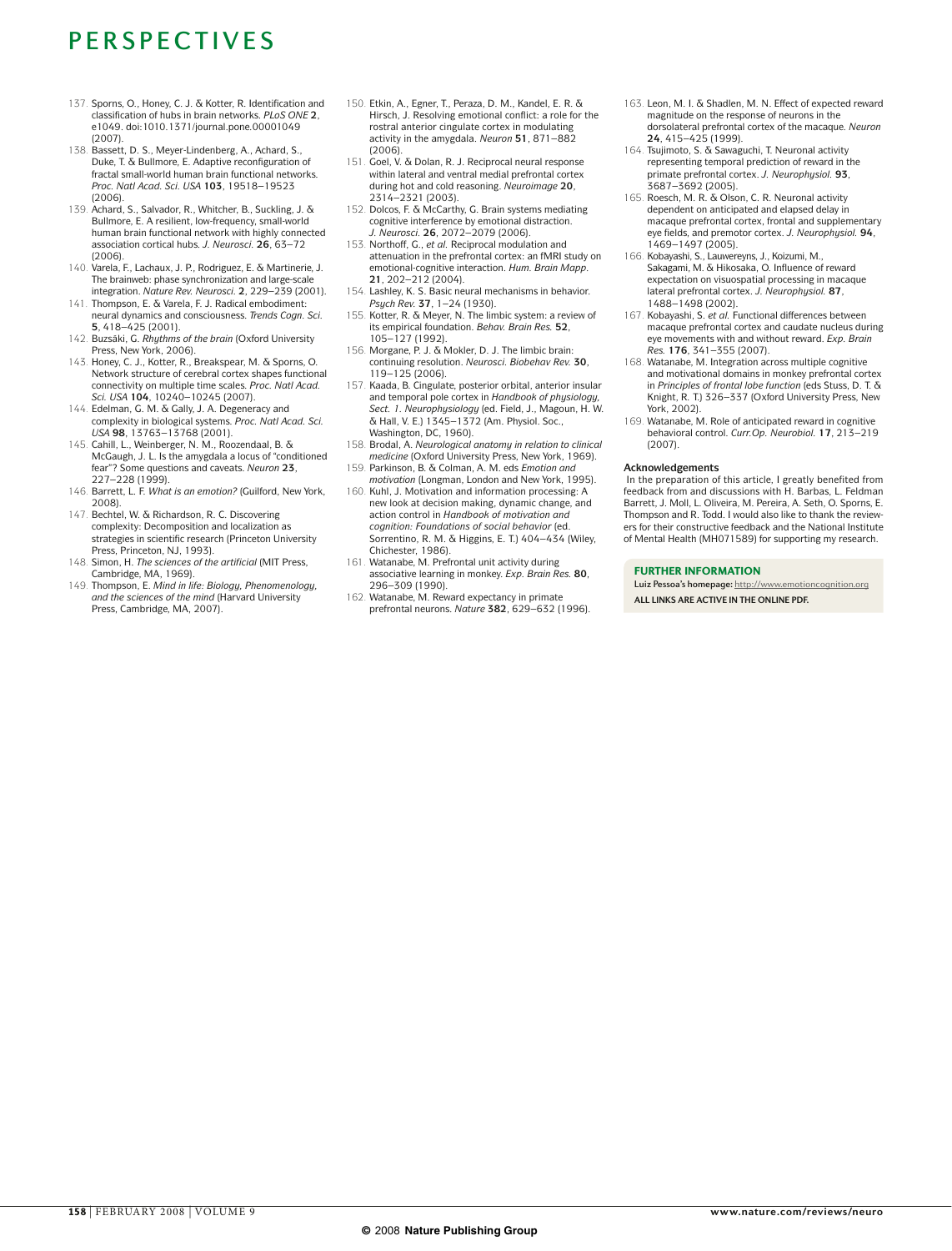137. Sporns, O., Honey, C. J. & Kotter, R. Identification and classification of hubs in brain networks. *PLoS ONE* **2**, e1049. doi:1010.1371/journal.pone.00001049 (2007).
138. Bassett, D. S., Meyer-Lindenberg, A., Achard, S., Duke, T. & Bullmore, E. Adaptive reconfiguration of fractal small-world human brain functional networks. *Proc. Natl Acad. Sci. USA* **103**, 19518–19523 (2006).
139. Achard, S., Salvador, R., Whitcher, B., Suckling, J. & Bullmore, E. A resilient, low-frequency, small-world human brain functional network with highly connected association cortical hubs. *J. Neurosci.* **26**, 63–72 (2006).
140. Varela, F., Lachaux, J. P., Rodriguez, E. & Martinerie, J. The brainweb: phase synchronization and large-scale integration. *Nature Rev. Neurosci.* **2**, 229–239 (2001).
141. Thompson, E. & Varela, F. J. Radical embodiment: neural dynamics and consciousness. *Trends Cogn. Sci.* **5**, 418–425 (2001).
142. Buzsàki, G. *Rhythms of the brain* (Oxford University Press, New York, 2006).
143. Honey, C. J., Kotter, R., Breakspear, M. & Sporns, O. Network structure of cerebral cortex shapes functional connectivity on multiple time scales. *Proc. Natl Acad. Sci. USA* **104**, 10240–10245 (2007).
144. Edelman, G. M. & Gally, J. A. Degeneracy and complexity in biological systems. *Proc. Natl Acad. Sci. USA* **98**, 13763–13768 (2001).
145. Cahill, L., Weinberger, N. M., Roozendaal, B. & McGaugh, J. L. Is the amygdala a locus of "conditioned fear"? Some questions and caveats. *Neuron* **23**, 227–228 (1999).
146. Barrett, L. F. *What is an emotion?* (Guilford, New York, 2008).
147. Bechtel, W. & Richardson, R. C. Discovering complexity: Decomposition and localization as strategies in scientific research (Princeton University Press, Princeton, NJ, 1993).
148. Simon, H. *The sciences of the artificial* (MIT Press, Cambridge, MA, 1969).
149. Thompson, E. *Mind in life: Biology, Phenomenology, and the sciences of the mind* (Harvard University Press, Cambridge, MA, 2007).
150. Etkin, A., Egner, T., Peraza, D. M., Kandel, E. R. & Hirsch, J. Resolving emotional conflict: a role for the rostral anterior cingulate cortex in modulating activity in the amygdala. *Neuron* **51**, 871–882 (2006).
151. Goel, V. & Dolan, R. J. Reciprocal neural response within lateral and ventral medial prefrontal cortex during hot and cold reasoning. *Neuroimage* **20**, 2314–2321 (2003).
152. Dolcos, F. & McCarthy, G. Brain systems mediating cognitive interference by emotional distraction. *J. Neurosci.* **26**, 2072–2079 (2006).
153. Northoff, G., *et al.* Reciprocal modulation and attenuation in the prefrontal cortex: an fMRI study on emotional-cognitive interaction. *Hum. Brain Mapp.* **21**, 202–212 (2004).
154. Lashley, K. S. Basic neural mechanisms in behavior. *Psych Rev.* **37**, 1–24 (1930).
155. Kotter, R. & Meyer, N. The limbic system: a review of its empirical foundation. *Behav. Brain Res.* **52**, 105–127 (1992).
156. Morgane, P. J. & Mokler, D. J. The limbic brain: continuing resolution. *Neurosci. Biobehav Rev.* **30**, 119–125 (2006).
157. Kaada, B. Cingulate, posterior orbital, anterior insular and temporal pole cortex in *Handbook of physiology, Sect. 1. Neurophysiology* (ed. Field, J., Magoun, H. W. & Hall, V. E.) 1345–1372 (Am. Physiol. Soc., Washington, DC, 1960).
158. Brodal, A. *Neurological anatomy in relation to clinical medicine* (Oxford University Press, New York, 1969).
159. Parkinson, B. & Colman, A. M. eds *Emotion and motivation* (Longman, London and New York, 1995).
160. Kuhl, J. Motivation and information processing: A new look at decision making, dynamic change, and action control in *Handbook of motivation and cognition: Foundations of social behavior* (ed. Sorrentino, R. M. & Higgins, E. T.) 404–434 (Wiley, Chichester, 1986).
161. Watanabe, M. Prefrontal unit activity during associative learning in monkey. *Exp. Brain Res.* **80**, 296–309 (1990).
162. Watanabe, M. Reward expectancy in primate prefrontal neurons. *Nature* **382**, 629–632 (1996).
163. Leon, M. I. & Shadlen, M. N. Effect of expected reward magnitude on the response of neurons in the dorsolateral prefrontal cortex of the macaque. *Neuron* **24**, 415–425 (1999).
164. Tsujimoto, S. & Sawaguchi, T. Neuronal activity representing temporal prediction of reward in the primate prefrontal cortex. *J. Neurophysiol.* **93**, 3687–3692 (2005).
165. Roesch, M. R. & Olson, C. R. Neuronal activity dependent on anticipated and elapsed delay in macaque prefrontal cortex, frontal and supplementary eye fields, and premotor cortex. *J. Neurophysiol.* **94**, 1469–1497 (2005).
166. Kobayashi, S., Lauwereyns, J., Koizumi, M., Sakagami, M. & Hikosaka, O. Influence of reward expectation on visuospatial processing in macaque lateral prefrontal cortex. *J. Neurophysiol.* **87**, 1488–1498 (2002).
167. Kobayashi, S. *et al.* Functional differences between macaque prefrontal cortex and caudate nucleus during eye movements with and without reward. *Exp. Brain Res.* **176**, 341–355 (2007).
168. Watanabe, M. Integration across multiple cognitive and motivational domains in monkey prefrontal cortex in *Principles of frontal lobe function* (eds Stuss, D. T. & Knight, R. T.) 326–337 (Oxford University Press, New York, 2002).
169. Watanabe, M. Role of anticipated reward in cognitive behavioral control. *Curr.Op. Neurobiol.* **17**, 213–219 (2007).

### Acknowledgements

In the preparation of this article, I greatly benefited from feedback from and discussions with H. Barbas, L. Feldman Barrett, J. Moll, L. Oliveira, M. Pereira, A. Seth, O. Sporns, E. Thompson and R. Todd. I would also like to thank the reviewers for their constructive feedback and the National Institute of Mental Health (MH071589) for supporting my research.

### FURTHER INFORMATION

**Luiz Pessoa's homepage:** http://www.emotioncognition.org

**ALL LINKS ARE ACTIVE IN THE ONLINE PDF.**